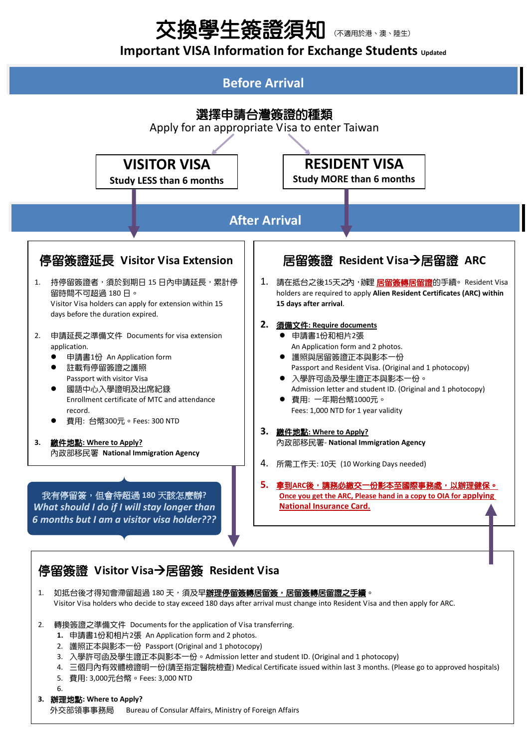# 交換學生簽證須知 （不適用於港、澳、陸生）

## Important VISA Information for Exchange Students Updated

## Before Arrival

### 選擇申請台灣簽證的種類

Apply for an appropriate Visa to enter Taiwan

**VISITOR VISA**
**Study LESS than 6 months**

**RESIDENT VISA**
**Study MORE than 6 months**

## After Arrival

### 停留簽證延長 Visitor Visa Extension

1. 持停留簽證者，須於到期日 15 日內申請延長，累計停留時間不可超過 180 日。
   Visitor Visa holders can apply for extension within 15 days before the duration expired.

2. 申請延長之準備文件 Documents for visa extension application.
   - 申請書1份 An Application form
   - 註載有停留簽證之護照
     Passport with visitor Visa
   - 國語中心入學證明及出席紀錄
     Enrollment certificate of MTC and attendance record.
   - 費用: 台幣300元。Fees: 300 NTD

3. **繳件地點: Where to Apply?**
   內政部移民署 **National Immigration Agency**

我有停留簽，但會待超過 180 天該怎麼辦?
***What should I do if I will stay longer than 6 months but I am a visitor visa holder???***

### 居留簽證 Resident Visa→居留證 ARC

1. 請在抵台之後15天之內，辦理 **居留簽轉居留證**的手續。 Resident Visa holders are required to apply **Alien Resident Certificates (ARC) within 15 days after arrival**.

2. **須備文件: Require documents**
   - 申請書1份和相片2張
     An Application form and 2 photos.
   - 護照與居留簽證正本與影本一份
     Passport and Resident Visa. (Original and 1 photocopy)
   - 入學許可函及學生證正本與影本一份。
     Admission letter and student ID. (Original and 1 photocopy)
   - 費用: 一年期台幣1000元。
     Fees: 1,000 NTD for 1 year validity

3. **繳件地點: Where to Apply?**
   內政部移民署- **National Immigration Agency**

4. 所需工作天: 10天 (10 Working Days needed)

5. **拿到ARC後，請務必繳交一份影本至國際事務處，以辦理健保。**
   **Once you get the ARC, Please hand in a copy to OIA for applying National Insurance Card.**

### 停留簽證 Visitor Visa→居留簽 Resident Visa

1. 如抵台後才得知會滯留超過 180 天，須及早**辦理停留簽轉居留簽，居留簽轉居留證之手續**。
   Visitor Visa holders who decide to stay exceed 180 days after arrival must change into Resident Visa and then apply for ARC.

2. 轉換簽證之準備文件 Documents for the application of Visa transferring.
   1. 申請書1份和相片2張 An Application form and 2 photos.
   2. 護照正本與影本一份 Passport (Original and 1 photocopy)
   3. 入學許可函及學生證正本與影本一份。Admission letter and student ID. (Original and 1 photocopy)
   4. 三個月內有效體檢證明一份(請至指定醫院檢查) Medical Certificate issued within last 3 months. (Please go to approved hospitals)
   5. 費用: 3,000元台幣。Fees: 3,000 NTD
   6. 

3. **辦理地點: Where to Apply?**
   外交部領事事務局 Bureau of Consular Affairs, Ministry of Foreign Affairs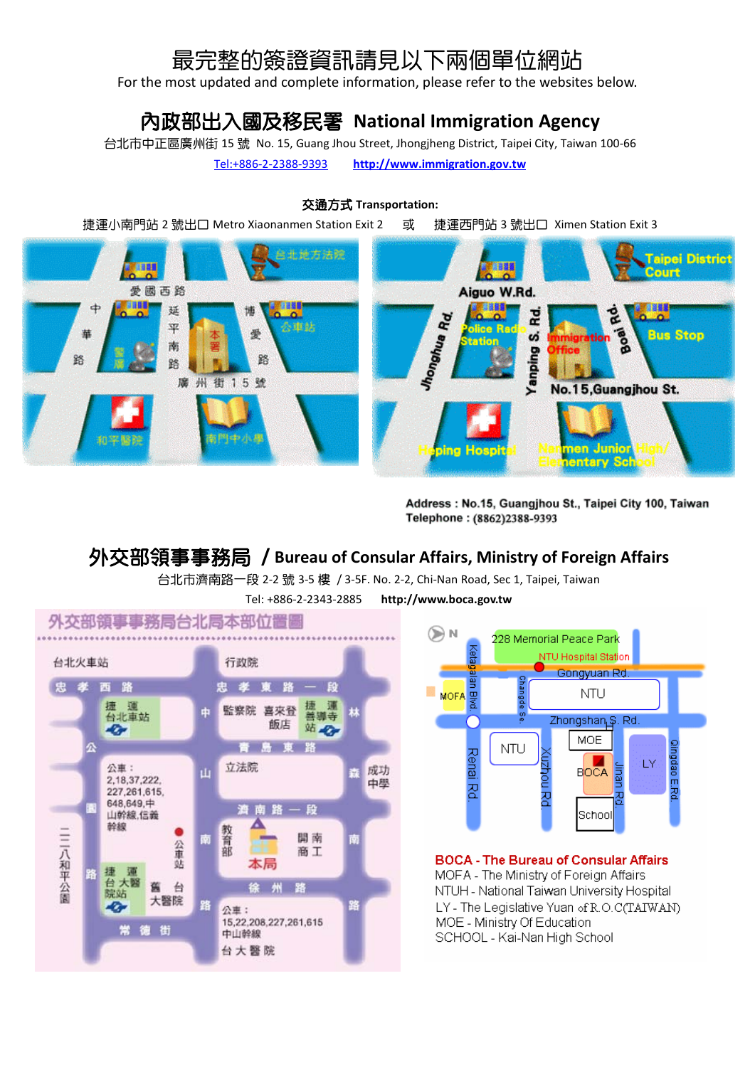# 最完整的簽證資訊請見以下兩個單位網站

For the most updated and complete information, please refer to the websites below.

## 內政部出入國及移民署 National Immigration Agency

台北市中正區廣州街 15 號 No. 15, Guang Jhou Street, Jhongjheng District, Taipei City, Taiwan 100-66

Tel:+886-2-2388-9393　　http://www.immigration.gov.tw

**交通方式 Transportation:**

捷運小南門站 2 號出口 Metro Xiaonanmen Station Exit 2　　或　　捷運西門站 3 號出口 Ximen Station Exit 3

愛國西路
中華路
延平南路
博愛路
台北地方法院
公車站
警廣
本署
廣州街 15 號
和平醫院
南門中小學

Aiguo W.Rd.
Taipei District Court
Jhonghua Rd.
Police Radio Station
Yanping S. Rd.
Immigration Office
Boai Rd.
Bus Stop
No.15,Guangjhou St.
Heping Hospital
Nanmen Junior High/ Elementary School

Address : No.15, Guangjhou St., Taipei City 100, Taiwan
Telephone : (8862)2388-9393

## 外交部領事事務局 / Bureau of Consular Affairs, Ministry of Foreign Affairs

台北市濟南路一段 2-2 號 3-5 樓 / 3-5F. No. 2-2, Chi-Nan Road, Sec 1, Taipei, Taiwan

Tel: +886-2-2343-2885　　**http://www.boca.gov.tw**

外交部領事事務局台北局本部位置圖

台北火車站
行政院
忠孝西路
忠孝東路一段
捷運台北車站
中山南路
監察院
喜來登飯店
捷運善導寺站
林森南路
公園路
青島東路
立法院
成功中學
公車：2,18,37,222,227,261,615,648,649,中山幹線,信義幹線
公車站
濟南路一段
二二八和平公園
教育部
本局
開南商工
捷運台大醫院站
舊台大醫院
徐州路
公車：15,22,208,227,261,615 中山幹線
常德街
台大醫院

N
228 Memorial Peace Park
NTU Hospital Station
Gongyuan Rd.
Ketagalan Blvd.
MOFA
Changde St.
NTU
Zhongshan S. Rd.
MOE
NTU
Renai Rd.
Xuzhou Rd.
BOCA
Jinan Rd.
LY
Qingdao E.Rd.
School

**BOCA - The Bureau of Consular Affairs**
MOFA - The Ministry of Foreign Affairs
NTUH - National Taiwan University Hospital
LY - The Legislative Yuan of R.O.C(TAIWAN)
MOE - Ministry Of Education
SCHOOL - Kai-Nan High School